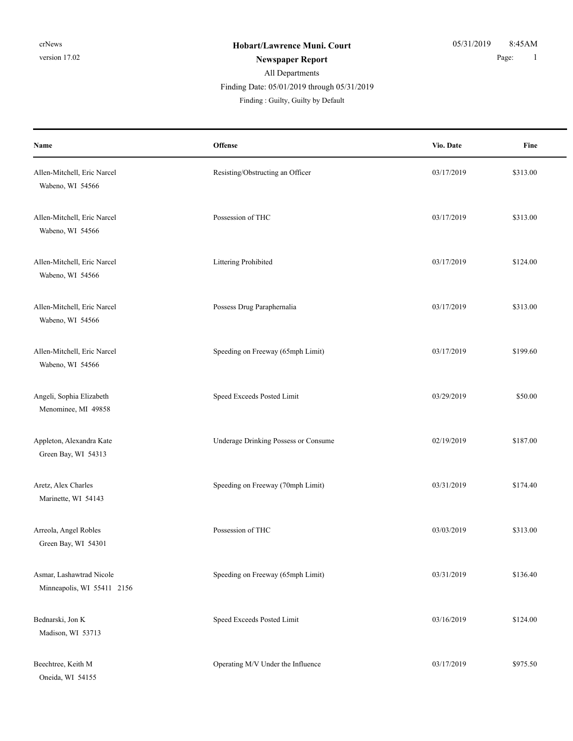# Hobart/Lawrence Muni. Court

## Newspaper Report

All Departments

Finding Date: 05/01/2019 through 05/31/2019

Finding : Guilty, Guilty by Default

| Name | Offense | Vio. Date | Fine |
| --- | --- | --- | --- |
| Allen-Mitchell, Eric Narcel<br>Wabeno, WI 54566 | Resisting/Obstructing an Officer | 03/17/2019 | $313.00 |
| Allen-Mitchell, Eric Narcel<br>Wabeno, WI 54566 | Possession of THC | 03/17/2019 | $313.00 |
| Allen-Mitchell, Eric Narcel<br>Wabeno, WI 54566 | Littering Prohibited | 03/17/2019 | $124.00 |
| Allen-Mitchell, Eric Narcel<br>Wabeno, WI 54566 | Possess Drug Paraphernalia | 03/17/2019 | $313.00 |
| Allen-Mitchell, Eric Narcel<br>Wabeno, WI 54566 | Speeding on Freeway (65mph Limit) | 03/17/2019 | $199.60 |
| Angeli, Sophia Elizabeth<br>Menominee, MI 49858 | Speed Exceeds Posted Limit | 03/29/2019 | $50.00 |
| Appleton, Alexandra Kate<br>Green Bay, WI 54313 | Underage Drinking Possess or Consume | 02/19/2019 | $187.00 |
| Aretz, Alex Charles<br>Marinette, WI 54143 | Speeding on Freeway (70mph Limit) | 03/31/2019 | $174.40 |
| Arreola, Angel Robles<br>Green Bay, WI 54301 | Possession of THC | 03/03/2019 | $313.00 |
| Asmar, Lashawtrad Nicole<br>Minneapolis, WI 55411 2156 | Speeding on Freeway (65mph Limit) | 03/31/2019 | $136.40 |
| Bednarski, Jon K<br>Madison, WI 53713 | Speed Exceeds Posted Limit | 03/16/2019 | $124.00 |
| Beechtree, Keith M<br>Oneida, WI 54155 | Operating M/V Under the Influence | 03/17/2019 | $975.50 |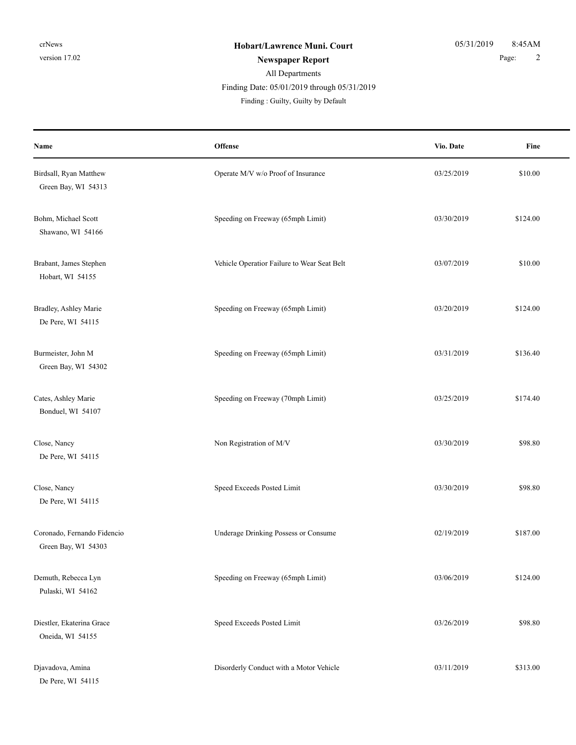| Name | Offense | Vio. Date | Fine |
|---|---|---|---|
| Birdsall, Ryan Matthew<br>Green Bay, WI 54313 | Operate M/V w/o Proof of Insurance | 03/25/2019 | $10.00 |
| Bohm, Michael Scott<br>Shawano, WI 54166 | Speeding on Freeway (65mph Limit) | 03/30/2019 | $124.00 |
| Brabant, James Stephen<br>Hobart, WI 54155 | Vehicle Operatior Failure to Wear Seat Belt | 03/07/2019 | $10.00 |
| Bradley, Ashley Marie<br>De Pere, WI 54115 | Speeding on Freeway (65mph Limit) | 03/20/2019 | $124.00 |
| Burmeister, John M<br>Green Bay, WI 54302 | Speeding on Freeway (65mph Limit) | 03/31/2019 | $136.40 |
| Cates, Ashley Marie<br>Bonduel, WI 54107 | Speeding on Freeway (70mph Limit) | 03/25/2019 | $174.40 |
| Close, Nancy<br>De Pere, WI 54115 | Non Registration of M/V | 03/30/2019 | $98.80 |
| Close, Nancy<br>De Pere, WI 54115 | Speed Exceeds Posted Limit | 03/30/2019 | $98.80 |
| Coronado, Fernando Fidencio<br>Green Bay, WI 54303 | Underage Drinking Possess or Consume | 02/19/2019 | $187.00 |
| Demuth, Rebecca Lyn<br>Pulaski, WI 54162 | Speeding on Freeway (65mph Limit) | 03/06/2019 | $124.00 |
| Diestler, Ekaterina Grace<br>Oneida, WI 54155 | Speed Exceeds Posted Limit | 03/26/2019 | $98.80 |
| Djavadova, Amina<br>De Pere, WI 54115 | Disorderly Conduct with a Motor Vehicle | 03/11/2019 | $313.00 |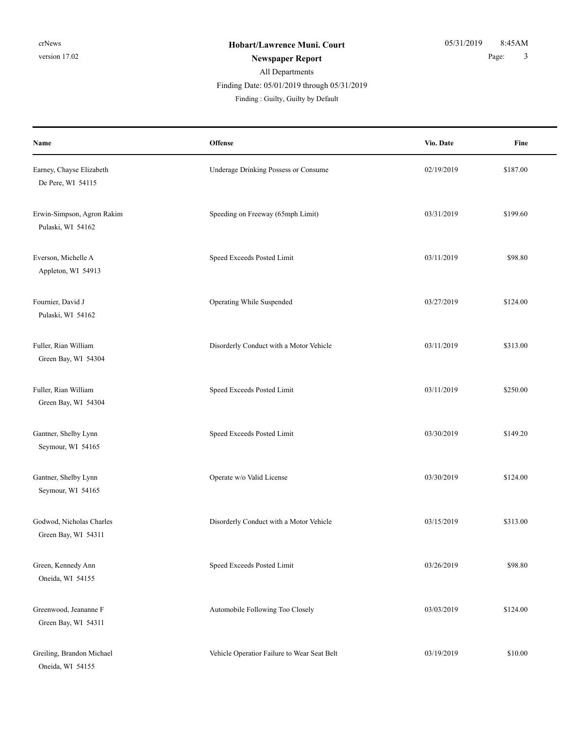**Hobart/Lawrence Muni. Court**

**Newspaper Report**

All Departments

Finding Date: 05/01/2019 through 05/31/2019

Finding : Guilty, Guilty by Default

| Name | Offense | Vio. Date | Fine |
|---|---|---|---|
| Earney, Chayse Elizabeth<br>De Pere, WI 54115 | Underage Drinking Possess or Consume | 02/19/2019 | $187.00 |
| Erwin-Simpson, Agron Rakim<br>Pulaski, WI 54162 | Speeding on Freeway (65mph Limit) | 03/31/2019 | $199.60 |
| Everson, Michelle A<br>Appleton, WI 54913 | Speed Exceeds Posted Limit | 03/11/2019 | $98.80 |
| Fournier, David J<br>Pulaski, WI 54162 | Operating While Suspended | 03/27/2019 | $124.00 |
| Fuller, Rian William<br>Green Bay, WI 54304 | Disorderly Conduct with a Motor Vehicle | 03/11/2019 | $313.00 |
| Fuller, Rian William<br>Green Bay, WI 54304 | Speed Exceeds Posted Limit | 03/11/2019 | $250.00 |
| Gantner, Shelby Lynn<br>Seymour, WI 54165 | Speed Exceeds Posted Limit | 03/30/2019 | $149.20 |
| Gantner, Shelby Lynn<br>Seymour, WI 54165 | Operate w/o Valid License | 03/30/2019 | $124.00 |
| Godwod, Nicholas Charles<br>Green Bay, WI 54311 | Disorderly Conduct with a Motor Vehicle | 03/15/2019 | $313.00 |
| Green, Kennedy Ann<br>Oneida, WI 54155 | Speed Exceeds Posted Limit | 03/26/2019 | $98.80 |
| Greenwood, Jeananne F<br>Green Bay, WI 54311 | Automobile Following Too Closely | 03/03/2019 | $124.00 |
| Greiling, Brandon Michael<br>Oneida, WI 54155 | Vehicle Operatior Failure to Wear Seat Belt | 03/19/2019 | $10.00 |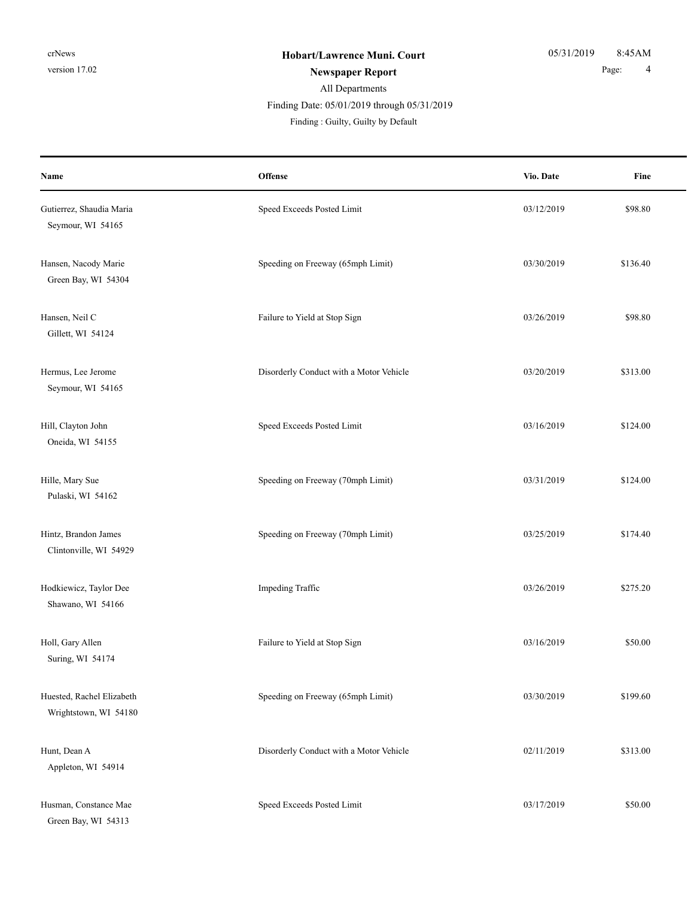**Hobart/Lawrence Muni. Court**

**Newspaper Report**

All Departments

Finding Date: 05/01/2019 through 05/31/2019

Finding : Guilty, Guilty by Default

| Name | Offense | Vio. Date | Fine |
|---|---|---|---|
| Gutierrez, Shaudia Maria<br>Seymour, WI 54165 | Speed Exceeds Posted Limit | 03/12/2019 | $98.80 |
| Hansen, Nacody Marie<br>Green Bay, WI 54304 | Speeding on Freeway (65mph Limit) | 03/30/2019 | $136.40 |
| Hansen, Neil C<br>Gillett, WI 54124 | Failure to Yield at Stop Sign | 03/26/2019 | $98.80 |
| Hermus, Lee Jerome<br>Seymour, WI 54165 | Disorderly Conduct with a Motor Vehicle | 03/20/2019 | $313.00 |
| Hill, Clayton John<br>Oneida, WI 54155 | Speed Exceeds Posted Limit | 03/16/2019 | $124.00 |
| Hille, Mary Sue<br>Pulaski, WI 54162 | Speeding on Freeway (70mph Limit) | 03/31/2019 | $124.00 |
| Hintz, Brandon James<br>Clintonville, WI 54929 | Speeding on Freeway (70mph Limit) | 03/25/2019 | $174.40 |
| Hodkiewicz, Taylor Dee<br>Shawano, WI 54166 | Impeding Traffic | 03/26/2019 | $275.20 |
| Holl, Gary Allen<br>Suring, WI 54174 | Failure to Yield at Stop Sign | 03/16/2019 | $50.00 |
| Huested, Rachel Elizabeth<br>Wrightstown, WI 54180 | Speeding on Freeway (65mph Limit) | 03/30/2019 | $199.60 |
| Hunt, Dean A<br>Appleton, WI 54914 | Disorderly Conduct with a Motor Vehicle | 02/11/2019 | $313.00 |
| Husman, Constance Mae<br>Green Bay, WI 54313 | Speed Exceeds Posted Limit | 03/17/2019 | $50.00 |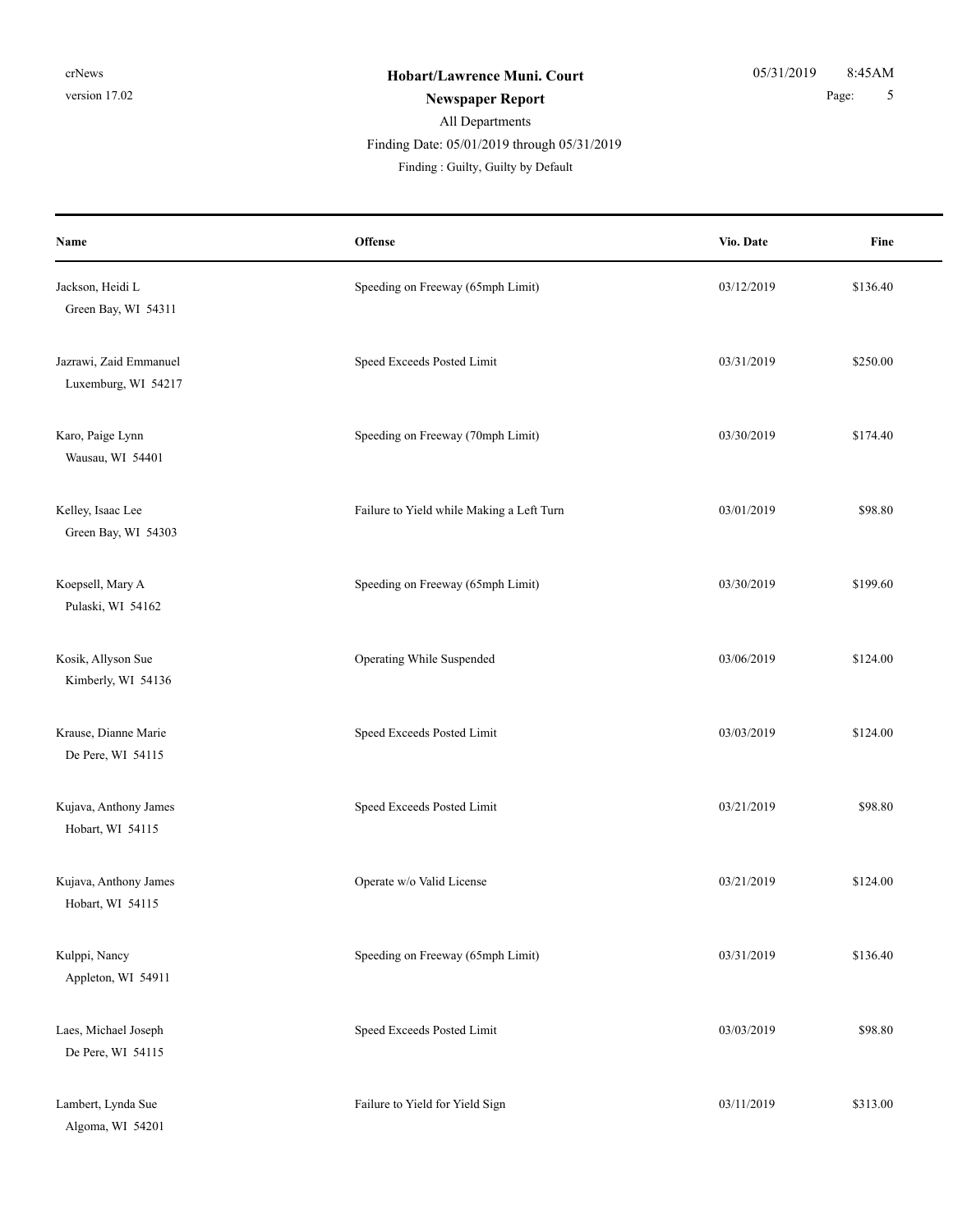**Hobart/Lawrence Muni. Court**

**Newspaper Report**

All Departments

Finding Date: 05/01/2019 through 05/31/2019

Finding : Guilty, Guilty by Default

| Name | Offense | Vio. Date | Fine |
|---|---|---|---|
| Jackson, Heidi L<br>Green Bay, WI 54311 | Speeding on Freeway (65mph Limit) | 03/12/2019 | $136.40 |
| Jazrawi, Zaid Emmanuel<br>Luxemburg, WI 54217 | Speed Exceeds Posted Limit | 03/31/2019 | $250.00 |
| Karo, Paige Lynn<br>Wausau, WI 54401 | Speeding on Freeway (70mph Limit) | 03/30/2019 | $174.40 |
| Kelley, Isaac Lee<br>Green Bay, WI 54303 | Failure to Yield while Making a Left Turn | 03/01/2019 | $98.80 |
| Koepsell, Mary A<br>Pulaski, WI 54162 | Speeding on Freeway (65mph Limit) | 03/30/2019 | $199.60 |
| Kosik, Allyson Sue<br>Kimberly, WI 54136 | Operating While Suspended | 03/06/2019 | $124.00 |
| Krause, Dianne Marie<br>De Pere, WI 54115 | Speed Exceeds Posted Limit | 03/03/2019 | $124.00 |
| Kujava, Anthony James<br>Hobart, WI 54115 | Speed Exceeds Posted Limit | 03/21/2019 | $98.80 |
| Kujava, Anthony James<br>Hobart, WI 54115 | Operate w/o Valid License | 03/21/2019 | $124.00 |
| Kulppi, Nancy<br>Appleton, WI 54911 | Speeding on Freeway (65mph Limit) | 03/31/2019 | $136.40 |
| Laes, Michael Joseph<br>De Pere, WI 54115 | Speed Exceeds Posted Limit | 03/03/2019 | $98.80 |
| Lambert, Lynda Sue<br>Algoma, WI 54201 | Failure to Yield for Yield Sign | 03/11/2019 | $313.00 |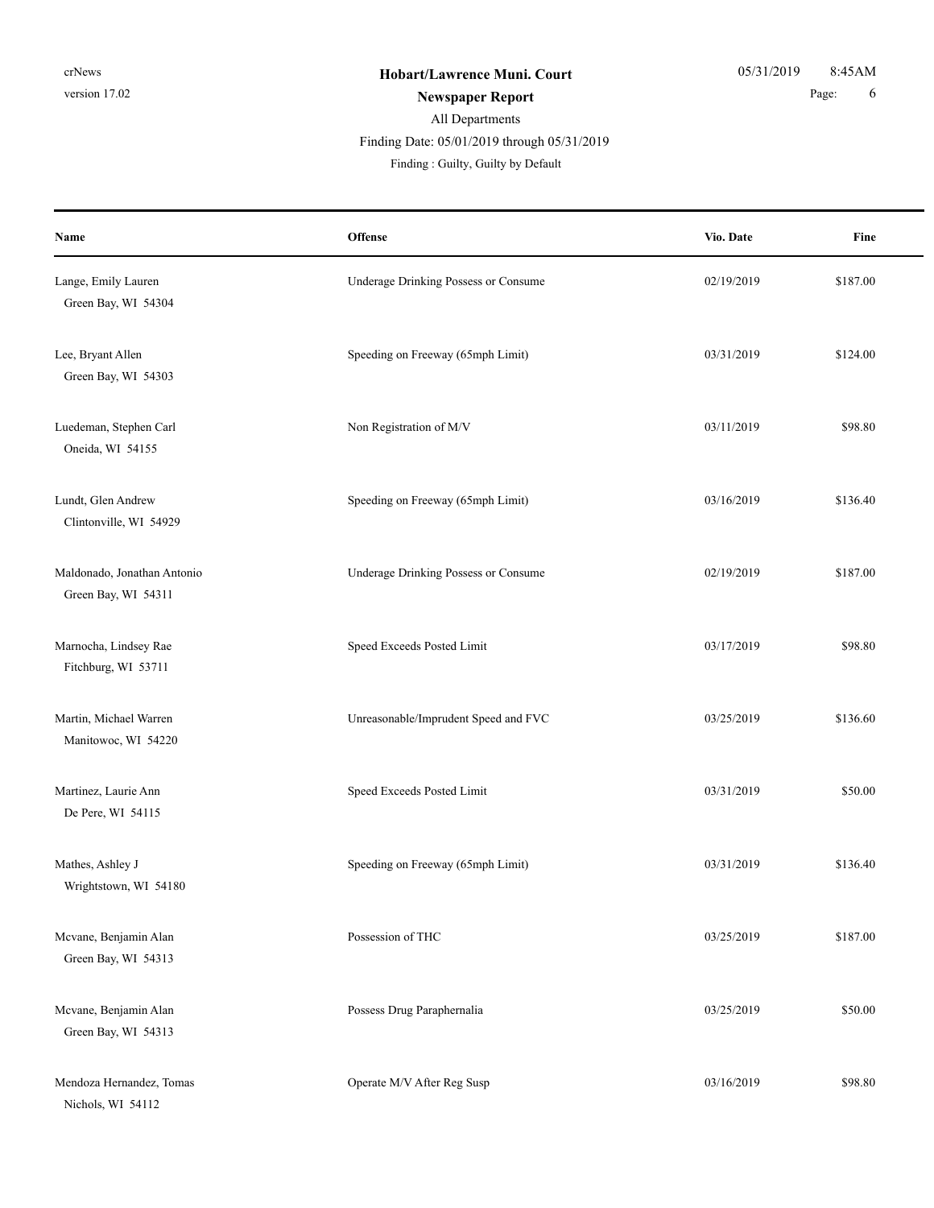**Hobart/Lawrence Muni. Court**

**Newspaper Report**

All Departments

Finding Date: 05/01/2019 through 05/31/2019

Finding : Guilty, Guilty by Default

| Name | Offense | Vio. Date | Fine |
|---|---|---|---|
| Lange, Emily Lauren<br>Green Bay, WI 54304 | Underage Drinking Possess or Consume | 02/19/2019 | $187.00 |
| Lee, Bryant Allen<br>Green Bay, WI 54303 | Speeding on Freeway (65mph Limit) | 03/31/2019 | $124.00 |
| Luedeman, Stephen Carl<br>Oneida, WI 54155 | Non Registration of M/V | 03/11/2019 | $98.80 |
| Lundt, Glen Andrew<br>Clintonville, WI 54929 | Speeding on Freeway (65mph Limit) | 03/16/2019 | $136.40 |
| Maldonado, Jonathan Antonio<br>Green Bay, WI 54311 | Underage Drinking Possess or Consume | 02/19/2019 | $187.00 |
| Marnocha, Lindsey Rae<br>Fitchburg, WI 53711 | Speed Exceeds Posted Limit | 03/17/2019 | $98.80 |
| Martin, Michael Warren<br>Manitowoc, WI 54220 | Unreasonable/Imprudent Speed and FVC | 03/25/2019 | $136.60 |
| Martinez, Laurie Ann<br>De Pere, WI 54115 | Speed Exceeds Posted Limit | 03/31/2019 | $50.00 |
| Mathes, Ashley J<br>Wrightstown, WI 54180 | Speeding on Freeway (65mph Limit) | 03/31/2019 | $136.40 |
| Mcvane, Benjamin Alan<br>Green Bay, WI 54313 | Possession of THC | 03/25/2019 | $187.00 |
| Mcvane, Benjamin Alan<br>Green Bay, WI 54313 | Possess Drug Paraphernalia | 03/25/2019 | $50.00 |
| Mendoza Hernandez, Tomas<br>Nichols, WI 54112 | Operate M/V After Reg Susp | 03/16/2019 | $98.80 |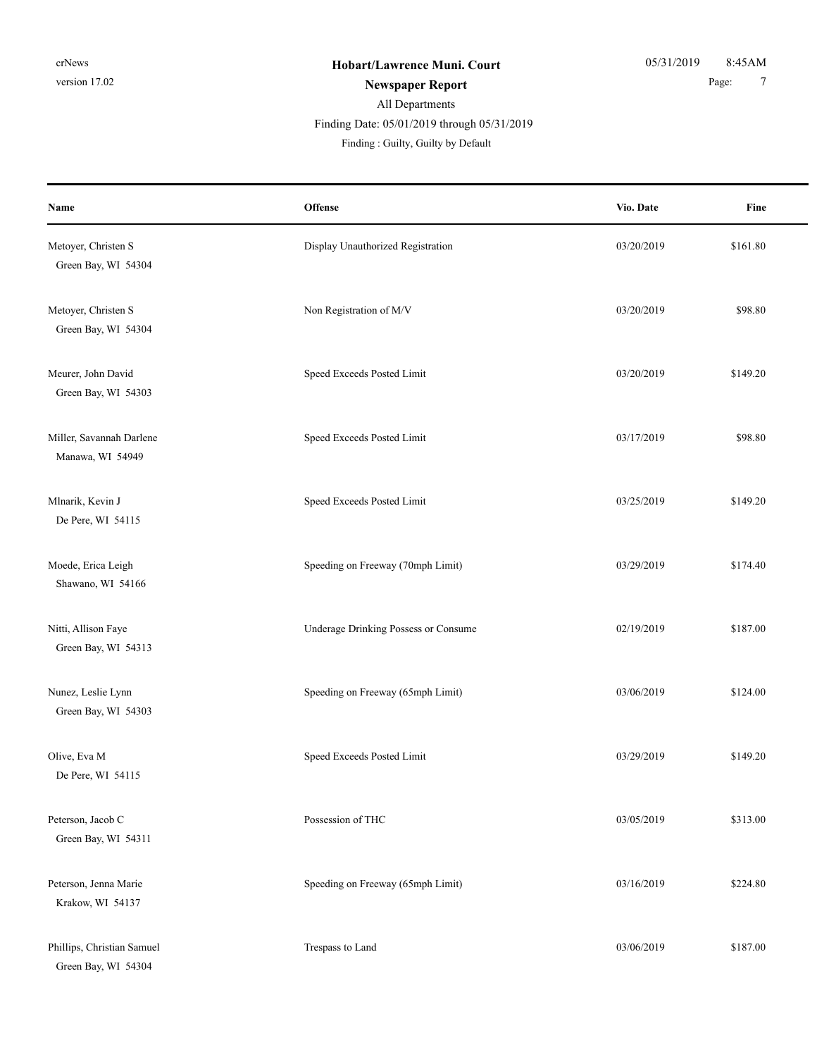**Hobart/Lawrence Muni. Court**

**Newspaper Report**

All Departments

Finding Date: 05/01/2019 through 05/31/2019

Finding : Guilty, Guilty by Default

| Name | Offense | Vio. Date | Fine |
|---|---|---|---|
| Metoyer, Christen S<br>Green Bay, WI 54304 | Display Unauthorized Registration | 03/20/2019 | $161.80 |
| Metoyer, Christen S<br>Green Bay, WI 54304 | Non Registration of M/V | 03/20/2019 | $98.80 |
| Meurer, John David<br>Green Bay, WI 54303 | Speed Exceeds Posted Limit | 03/20/2019 | $149.20 |
| Miller, Savannah Darlene<br>Manawa, WI 54949 | Speed Exceeds Posted Limit | 03/17/2019 | $98.80 |
| Mlnarik, Kevin J<br>De Pere, WI 54115 | Speed Exceeds Posted Limit | 03/25/2019 | $149.20 |
| Moede, Erica Leigh<br>Shawano, WI 54166 | Speeding on Freeway (70mph Limit) | 03/29/2019 | $174.40 |
| Nitti, Allison Faye<br>Green Bay, WI 54313 | Underage Drinking Possess or Consume | 02/19/2019 | $187.00 |
| Nunez, Leslie Lynn<br>Green Bay, WI 54303 | Speeding on Freeway (65mph Limit) | 03/06/2019 | $124.00 |
| Olive, Eva M<br>De Pere, WI 54115 | Speed Exceeds Posted Limit | 03/29/2019 | $149.20 |
| Peterson, Jacob C<br>Green Bay, WI 54311 | Possession of THC | 03/05/2019 | $313.00 |
| Peterson, Jenna Marie<br>Krakow, WI 54137 | Speeding on Freeway (65mph Limit) | 03/16/2019 | $224.80 |
| Phillips, Christian Samuel<br>Green Bay, WI 54304 | Trespass to Land | 03/06/2019 | $187.00 |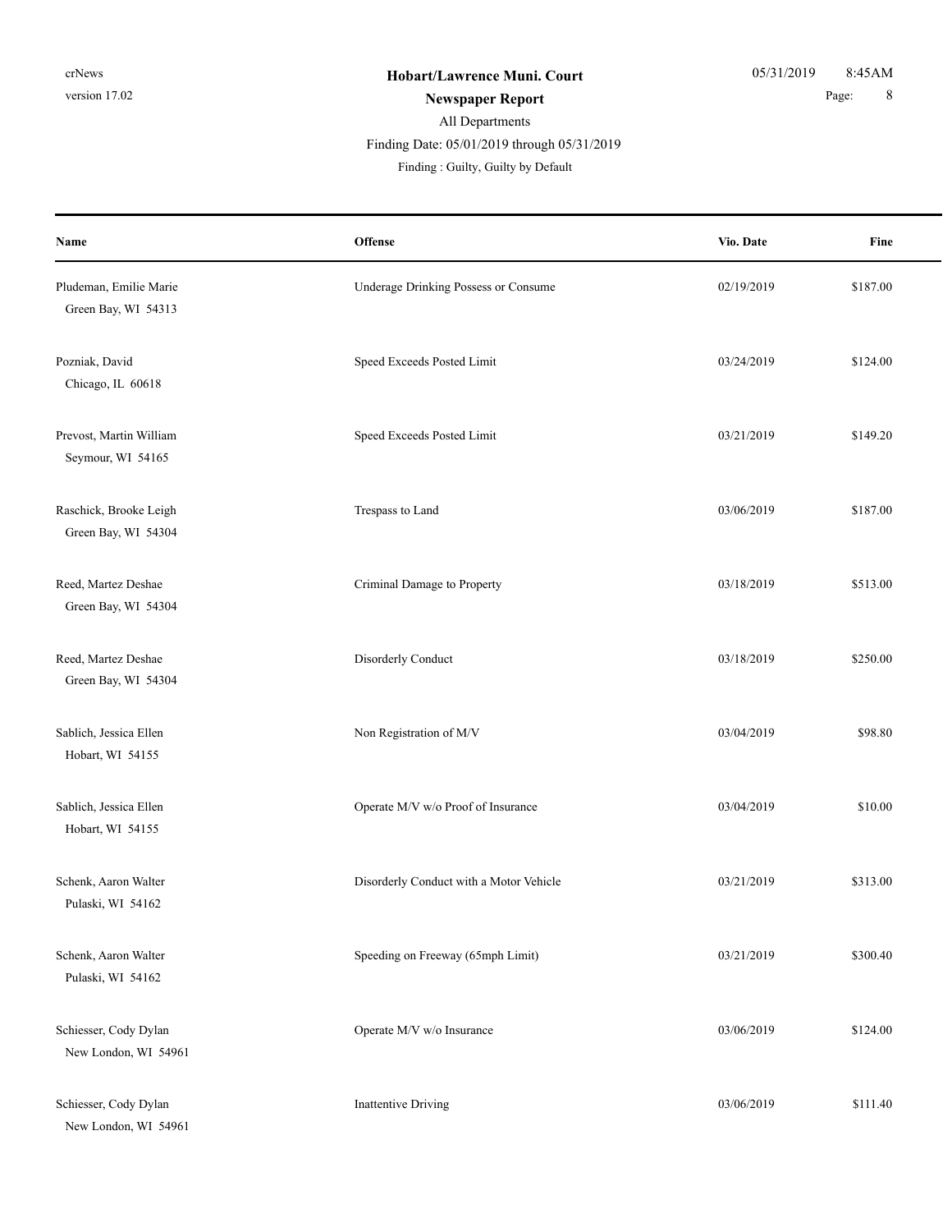| Name | Offense | Vio. Date | Fine |
| --- | --- | --- | --- |
| Pludeman, Emilie Marie<br>Green Bay, WI 54313 | Underage Drinking Possess or Consume | 02/19/2019 | $187.00 |
| Pozniak, David<br>Chicago, IL 60618 | Speed Exceeds Posted Limit | 03/24/2019 | $124.00 |
| Prevost, Martin William<br>Seymour, WI 54165 | Speed Exceeds Posted Limit | 03/21/2019 | $149.20 |
| Raschick, Brooke Leigh<br>Green Bay, WI 54304 | Trespass to Land | 03/06/2019 | $187.00 |
| Reed, Martez Deshae<br>Green Bay, WI 54304 | Criminal Damage to Property | 03/18/2019 | $513.00 |
| Reed, Martez Deshae<br>Green Bay, WI 54304 | Disorderly Conduct | 03/18/2019 | $250.00 |
| Sablich, Jessica Ellen<br>Hobart, WI 54155 | Non Registration of M/V | 03/04/2019 | $98.80 |
| Sablich, Jessica Ellen<br>Hobart, WI 54155 | Operate M/V w/o Proof of Insurance | 03/04/2019 | $10.00 |
| Schenk, Aaron Walter<br>Pulaski, WI 54162 | Disorderly Conduct with a Motor Vehicle | 03/21/2019 | $313.00 |
| Schenk, Aaron Walter<br>Pulaski, WI 54162 | Speeding on Freeway (65mph Limit) | 03/21/2019 | $300.40 |
| Schiesser, Cody Dylan<br>New London, WI 54961 | Operate M/V w/o Insurance | 03/06/2019 | $124.00 |
| Schiesser, Cody Dylan<br>New London, WI 54961 | Inattentive Driving | 03/06/2019 | $111.40 |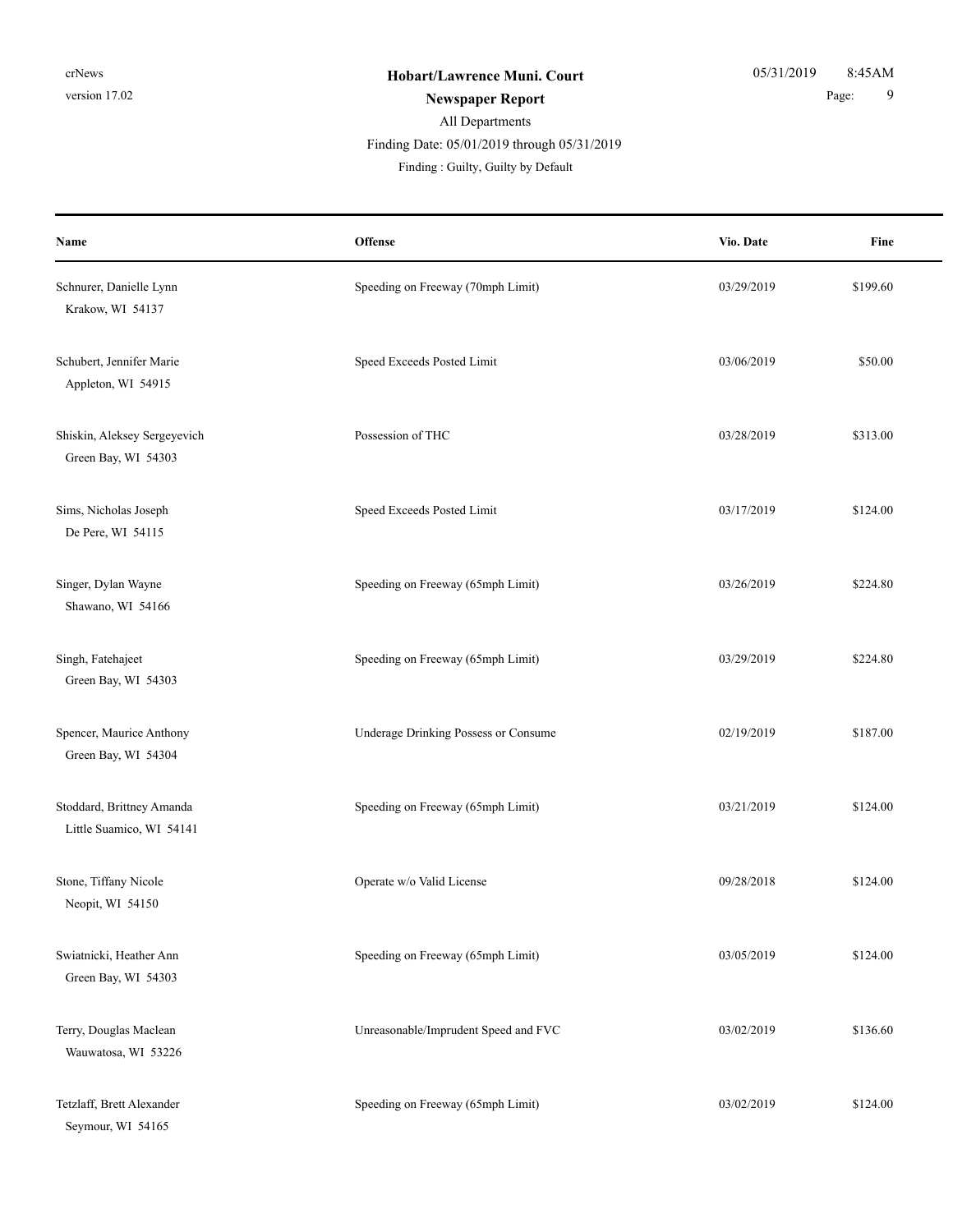**Hobart/Lawrence Muni. Court**

**Newspaper Report**

All Departments

Finding Date: 05/01/2019 through 05/31/2019

Finding : Guilty, Guilty by Default

| Name | Offense | Vio. Date | Fine |
|---|---|---|---|
| Schnurer, Danielle Lynn<br>Krakow, WI 54137 | Speeding on Freeway (70mph Limit) | 03/29/2019 | $199.60 |
| Schubert, Jennifer Marie<br>Appleton, WI 54915 | Speed Exceeds Posted Limit | 03/06/2019 | $50.00 |
| Shiskin, Aleksey Sergeyevich<br>Green Bay, WI 54303 | Possession of THC | 03/28/2019 | $313.00 |
| Sims, Nicholas Joseph<br>De Pere, WI 54115 | Speed Exceeds Posted Limit | 03/17/2019 | $124.00 |
| Singer, Dylan Wayne<br>Shawano, WI 54166 | Speeding on Freeway (65mph Limit) | 03/26/2019 | $224.80 |
| Singh, Fatehajeet<br>Green Bay, WI 54303 | Speeding on Freeway (65mph Limit) | 03/29/2019 | $224.80 |
| Spencer, Maurice Anthony<br>Green Bay, WI 54304 | Underage Drinking Possess or Consume | 02/19/2019 | $187.00 |
| Stoddard, Brittney Amanda<br>Little Suamico, WI 54141 | Speeding on Freeway (65mph Limit) | 03/21/2019 | $124.00 |
| Stone, Tiffany Nicole<br>Neopit, WI 54150 | Operate w/o Valid License | 09/28/2018 | $124.00 |
| Swiatnicki, Heather Ann<br>Green Bay, WI 54303 | Speeding on Freeway (65mph Limit) | 03/05/2019 | $124.00 |
| Terry, Douglas Maclean<br>Wauwatosa, WI 53226 | Unreasonable/Imprudent Speed and FVC | 03/02/2019 | $136.60 |
| Tetzlaff, Brett Alexander<br>Seymour, WI 54165 | Speeding on Freeway (65mph Limit) | 03/02/2019 | $124.00 |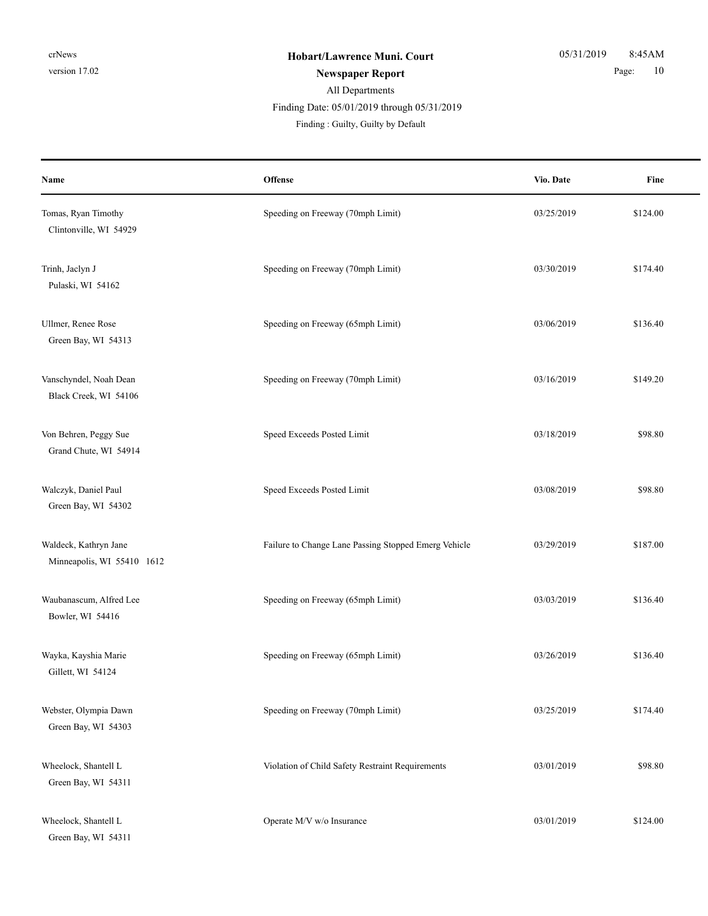| Name | Offense | Vio. Date | Fine |
|---|---|---|---|
| Tomas, Ryan Timothy<br>Clintonville, WI 54929 | Speeding on Freeway (70mph Limit) | 03/25/2019 | $124.00 |
| Trinh, Jaclyn J<br>Pulaski, WI 54162 | Speeding on Freeway (70mph Limit) | 03/30/2019 | $174.40 |
| Ullmer, Renee Rose<br>Green Bay, WI 54313 | Speeding on Freeway (65mph Limit) | 03/06/2019 | $136.40 |
| Vanschyndel, Noah Dean<br>Black Creek, WI 54106 | Speeding on Freeway (70mph Limit) | 03/16/2019 | $149.20 |
| Von Behren, Peggy Sue<br>Grand Chute, WI 54914 | Speed Exceeds Posted Limit | 03/18/2019 | $98.80 |
| Walczyk, Daniel Paul<br>Green Bay, WI 54302 | Speed Exceeds Posted Limit | 03/08/2019 | $98.80 |
| Waldeck, Kathryn Jane<br>Minneapolis, WI 55410 1612 | Failure to Change Lane Passing Stopped Emerg Vehicle | 03/29/2019 | $187.00 |
| Waubanascum, Alfred Lee<br>Bowler, WI 54416 | Speeding on Freeway (65mph Limit) | 03/03/2019 | $136.40 |
| Wayka, Kayshia Marie<br>Gillett, WI 54124 | Speeding on Freeway (65mph Limit) | 03/26/2019 | $136.40 |
| Webster, Olympia Dawn<br>Green Bay, WI 54303 | Speeding on Freeway (70mph Limit) | 03/25/2019 | $174.40 |
| Wheelock, Shantell L<br>Green Bay, WI 54311 | Violation of Child Safety Restraint Requirements | 03/01/2019 | $98.80 |
| Wheelock, Shantell L<br>Green Bay, WI 54311 | Operate M/V w/o Insurance | 03/01/2019 | $124.00 |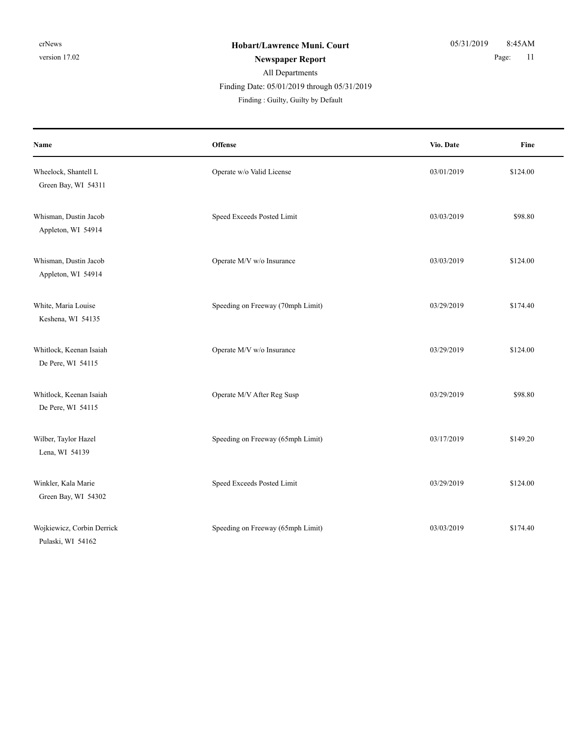**Hobart/Lawrence Muni. Court**

**Newspaper Report**

All Departments

Finding Date: 05/01/2019 through 05/31/2019

Finding : Guilty, Guilty by Default

| Name | Offense | Vio. Date | Fine |
|---|---|---|---|
| Wheelock, Shantell L<br>Green Bay, WI 54311 | Operate w/o Valid License | 03/01/2019 | $124.00 |
| Whisman, Dustin Jacob<br>Appleton, WI 54914 | Speed Exceeds Posted Limit | 03/03/2019 | $98.80 |
| Whisman, Dustin Jacob<br>Appleton, WI 54914 | Operate M/V w/o Insurance | 03/03/2019 | $124.00 |
| White, Maria Louise<br>Keshena, WI 54135 | Speeding on Freeway (70mph Limit) | 03/29/2019 | $174.40 |
| Whitlock, Keenan Isaiah<br>De Pere, WI 54115 | Operate M/V w/o Insurance | 03/29/2019 | $124.00 |
| Whitlock, Keenan Isaiah<br>De Pere, WI 54115 | Operate M/V After Reg Susp | 03/29/2019 | $98.80 |
| Wilber, Taylor Hazel<br>Lena, WI 54139 | Speeding on Freeway (65mph Limit) | 03/17/2019 | $149.20 |
| Winkler, Kala Marie<br>Green Bay, WI 54302 | Speed Exceeds Posted Limit | 03/29/2019 | $124.00 |
| Wojkiewicz, Corbin Derrick<br>Pulaski, WI 54162 | Speeding on Freeway (65mph Limit) | 03/03/2019 | $174.40 |